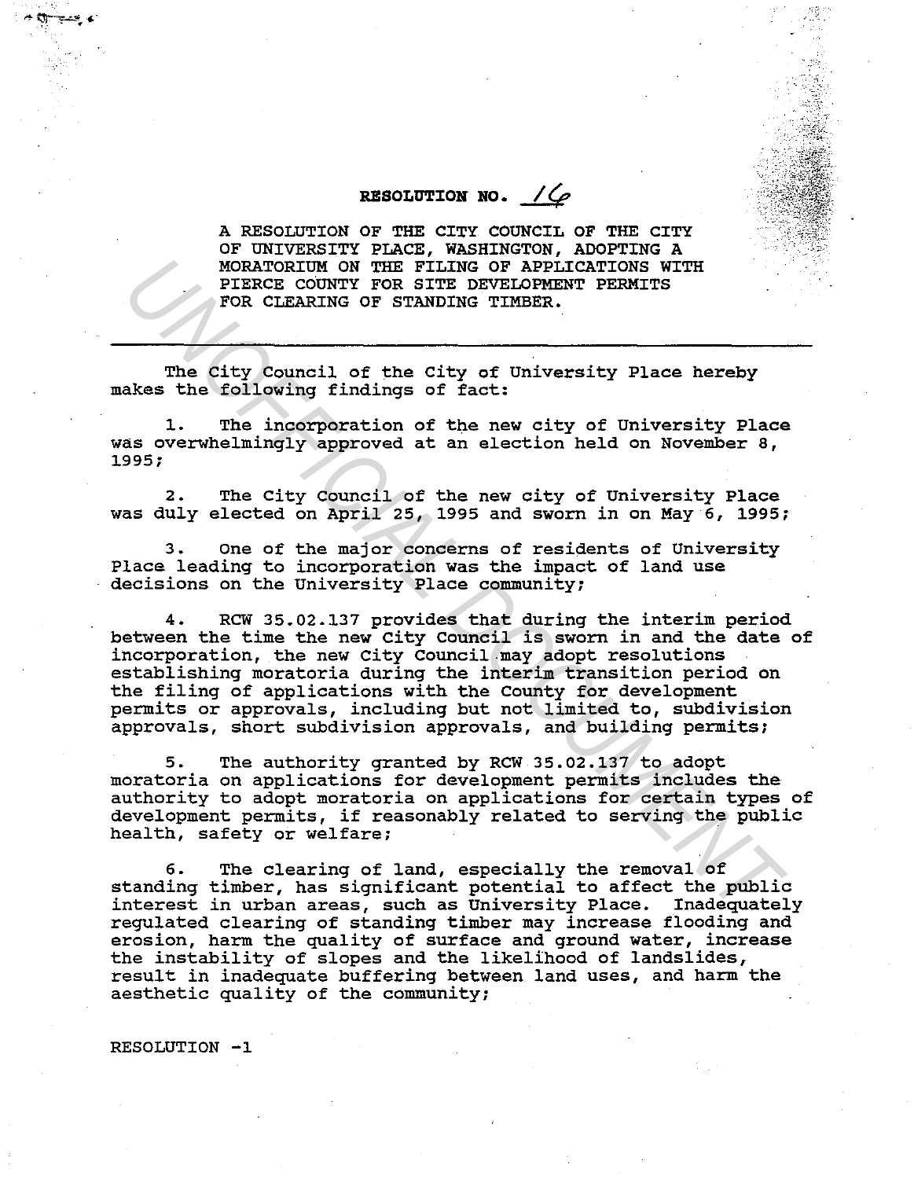# RESOLUTION NO. 16

A RESOLUTION OF THE CITY COUNCIL OF THE CITY OF UNIVERSITY PLACE, WASHINGTON, ADOPTING A MORATORIUM ON THE FILING OF APPLICATIONS WITH PIERCE COUNTY FOR SITE DEVELOPMENT PERMITS FOR CLEARING OF STANDING TIMBER.

---

The City Council of the City of University Place hereby makes the following findings of fact:

1. The incorporation of the new city of University Place was overwhelmingly approved at an election held on November 8, 1995;

2. The City Council of the new city of University Place was duly elected on April 25, 1995 and sworn in on May 6, 1995;

3. One of the major concerns of residents of University Place leading to incorporation was the impact of land use decisions on the University Place community;

4. RCW 35.02.137 provides that during the interim period between the time the new City Council is sworn in and the date of incorporation, the new City Council may adopt resolutions establishing moratoria during the interim transition period on the filing of applications with the County for development permits or approvals, including but not limited to, subdivision approvals, short subdivision approvals, and building permits;

5. The authority granted by RCW 35.02.137 to adopt moratoria on applications for development permits includes the authority to adopt moratoria on applications for certain types of development permits, if reasonably related to serving the public health, safety or welfare;

6. The clearing of land, especially the removal of standing timber, has significant potential to affect the public interest in urban areas, such as University Place. Inadequately regulated clearing of standing timber may increase flooding and erosion, harm the quality of surface and ground water, increase the instability of slopes and the likelihood of landslides, result in inadequate buffering between land uses, and harm the aesthetic quality of the community;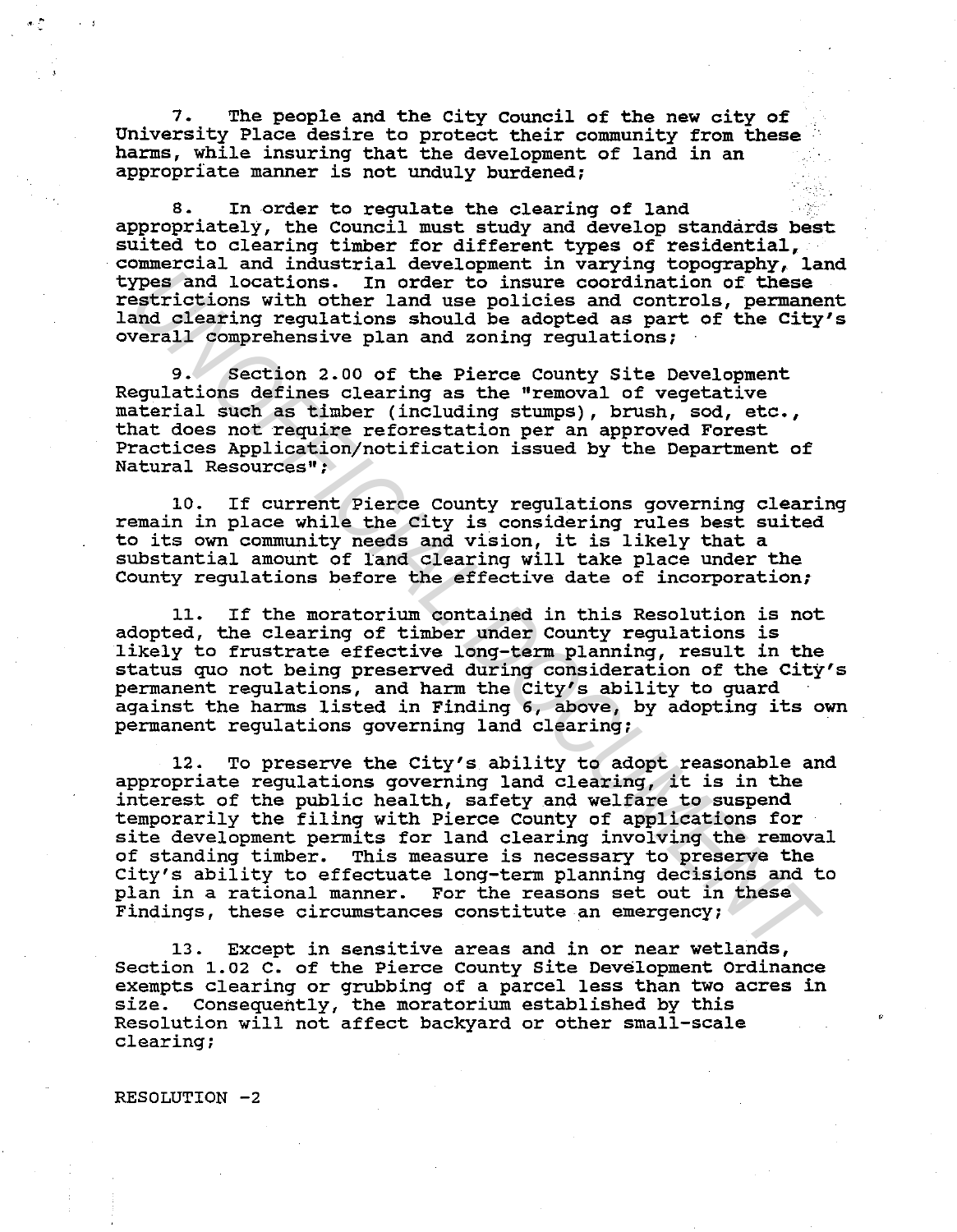7. The people and the City Council of the new city of University Place desire to protect their community from these harms, while insuring that the development of land in an appropriate manner is not unduly burdened;

8. In order to regulate the clearing of land appropriately, the Council must study and develop standards best suited to clearing timber for different types of residential, commercial and industrial development in varying topography, land types and locations. In order to insure coordination of these restrictions with other land use policies and controls, permanent land clearing regulations should be adopted as part of the City's overall comprehensive plan and zoning regulations;

9. Section 2.00 of the Pierce County Site Development Regulations defines clearing as the "removal of vegetative material such as timber (including stumps), brush, sod, etc., that does not require reforestation per an approved Forest Practices Application/notification issued by the Department of Natural Resources";

10. If current Pierce County regulations governing clearing remain in place while the City is considering rules best suited to its own community needs and vision, it is likely that a substantial amount of land clearing will take place under the County regulations before the effective date of incorporation;

11. If the moratorium contained in this Resolution is not adopted, the clearing of timber under County regulations is likely to frustrate effective long-term planning, result in the status quo not being preserved during consideration of the City's permanent regulations, and harm the City's ability to guard against the harms listed in Finding 6, above, by adopting its own permanent regulations governing land clearing;

12. To preserve the City's ability to adopt reasonable and appropriate regulations governing land clearing, it is in the interest of the public health, safety and welfare to suspend temporarily the filing with Pierce County of applications for site development permits for land clearing involving the removal of standing timber. This measure is necessary to preserve the City's ability to effectuate long-term planning decisions and to plan in a rational manner. For the reasons set out in these Findings, these circumstances constitute an emergency;

13. Except in sensitive areas and in or near wetlands, Section 1.02 C. of the Pierce County Site Development Ordinance exempts clearing or grubbing of a parcel less than two acres in size. Consequently, the moratorium established by this Resolution will not affect backyard or other small-scale clearing;

RESOLUTION -2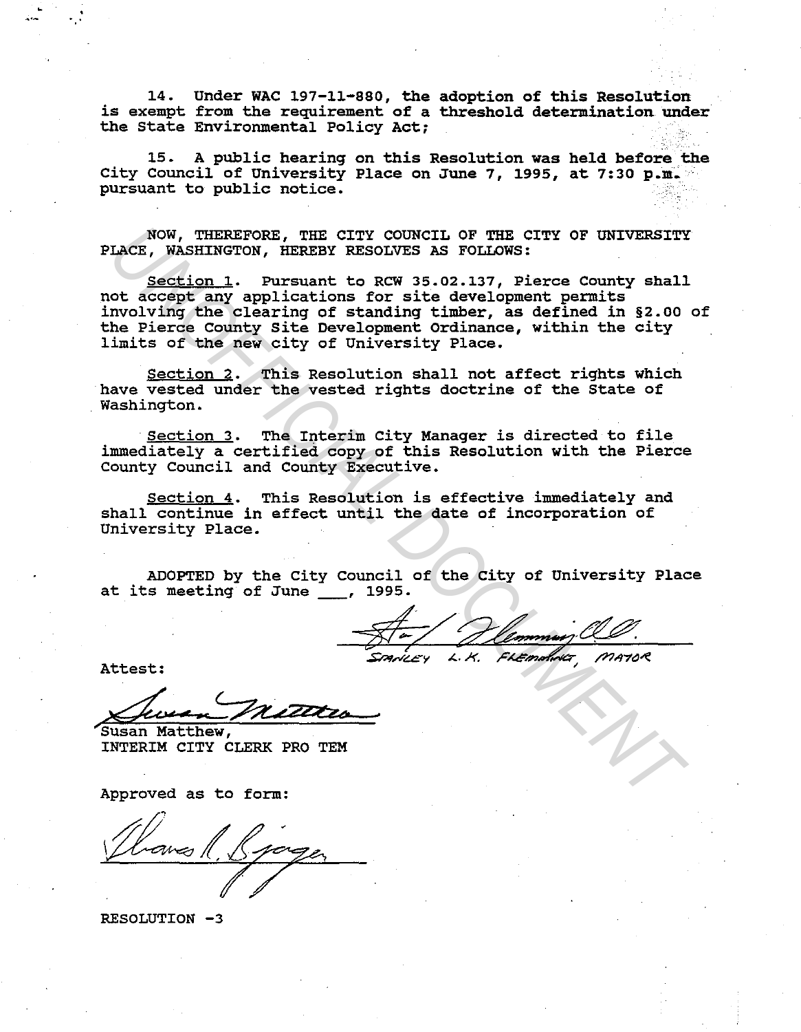14. Under WAC 197-11-880, the adoption of this Resolution is exempt from the requirement of a threshold determination under the State Environmental Policy Act;

15. A public hearing on this Resolution was held before the City Council of University Place on June 7, 1995, at 7:30 p.m. pursuant to public notice.

NOW, THEREFORE, THE CITY COUNCIL OF THE CITY OF UNIVERSITY PLACE, WASHINGTON, HEREBY RESOLVES AS FOLLOWS:

Section 1. Pursuant to RCW 35.02.137, Pierce County shall not accept any applications for site development permits involving the clearing of standing timber, as defined in §2.00 of the Pierce County Site Development Ordinance, within the city limits of the new city of University Place.

Section 2. This Resolution shall not affect rights which have vested under the vested rights doctrine of the State of Washington.

Section 3. The Interim City Manager is directed to file immediately a certified copy of this Resolution with the Pierce County Council and County Executive.

Section 4. This Resolution is effective immediately and shall continue in effect until the date of incorporation of University Place.

ADOPTED by the City Council of the City of University Place at its meeting of June ___, 1995.

STANLEY L.K. FLEMMING, MAYOR

Attest:

Susan Matthew,
INTERIM CITY CLERK PRO TEM

Approved as to form:

RESOLUTION -3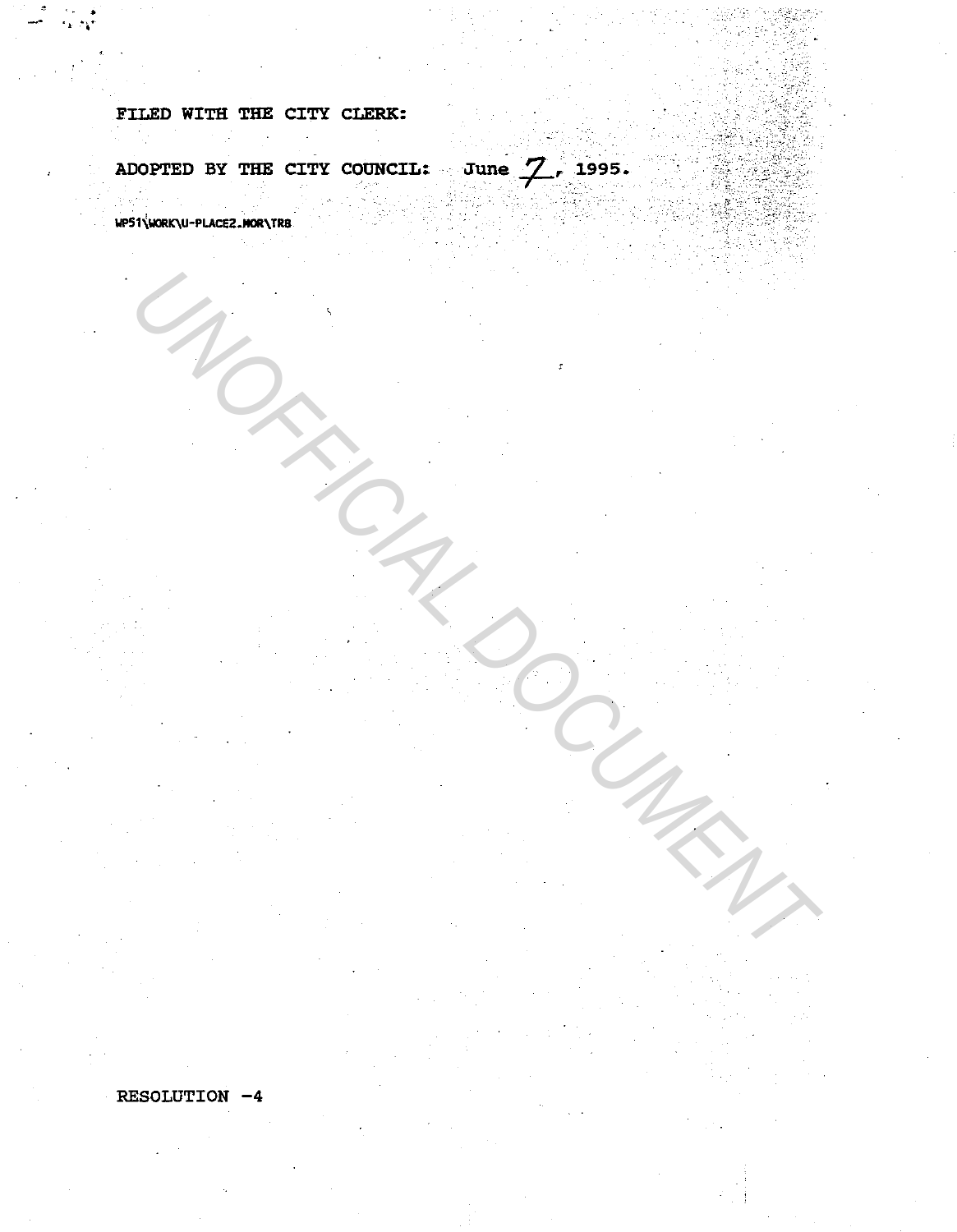FILED WITH THE CITY CLERK:

ADOPTED BY THE CITY COUNCIL: June 7, 1995.

WP51\WORK\U-PLACE2.MOR\TRB

RESOLUTION -4